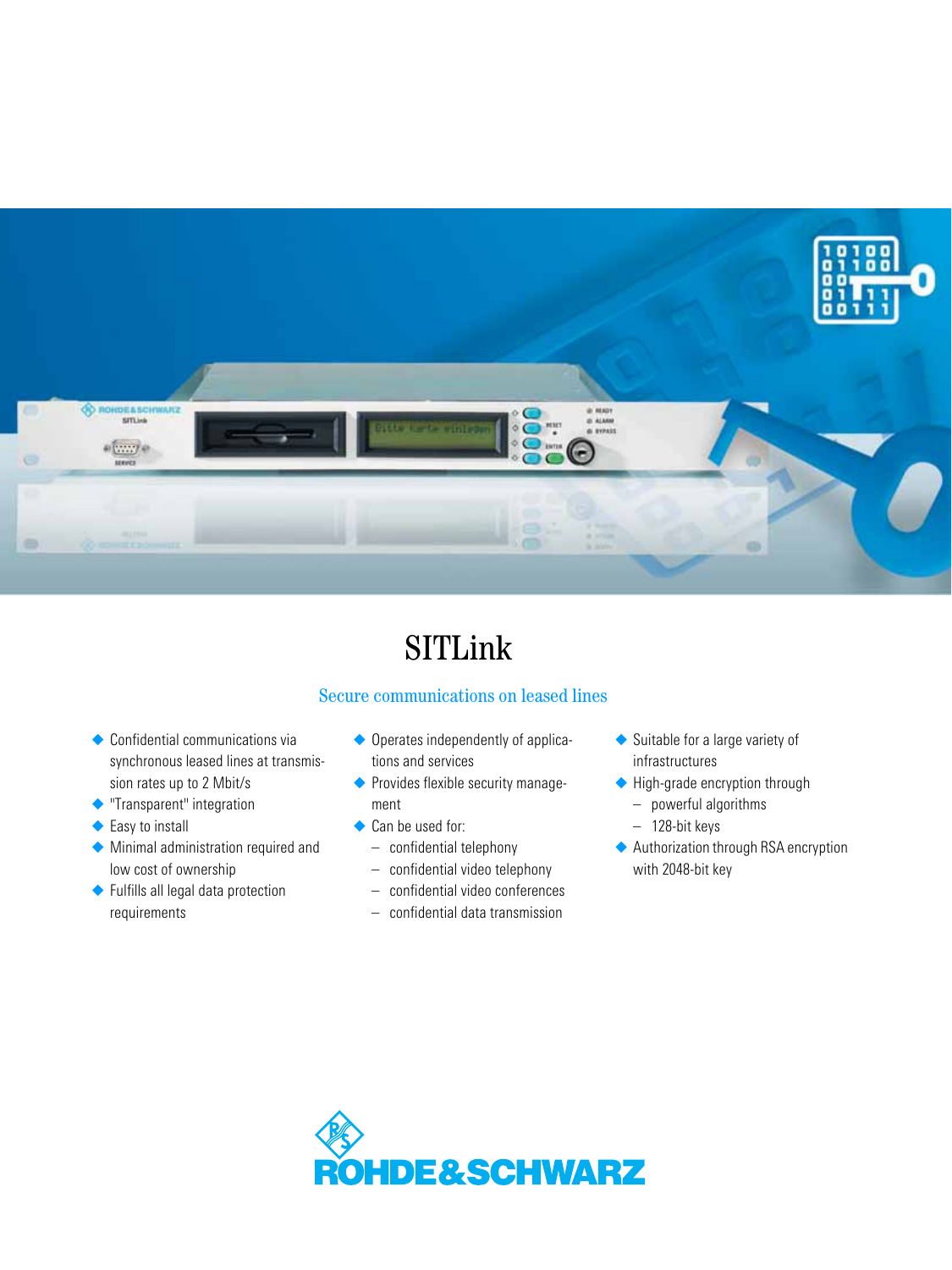# SITLink

## Secure communications on leased lines

- Confidential communications via synchronous leased lines at transmission rates up to 2 Mbit/s
- "Transparent" integration
- Easy to install
- Minimal administration required and low cost of ownership
- Fulfills all legal data protection requirements
- Operates independently of applications and services
- Provides flexible security management
- Can be used for:
  - confidential telephony
  - confidential video telephony
  - confidential video conferences
  - confidential data transmission
- Suitable for a large variety of infrastructures
- High-grade encryption through
  - powerful algorithms
  - 128-bit keys
- Authorization through RSA encryption with 2048-bit key

ROHDE&SCHWARZ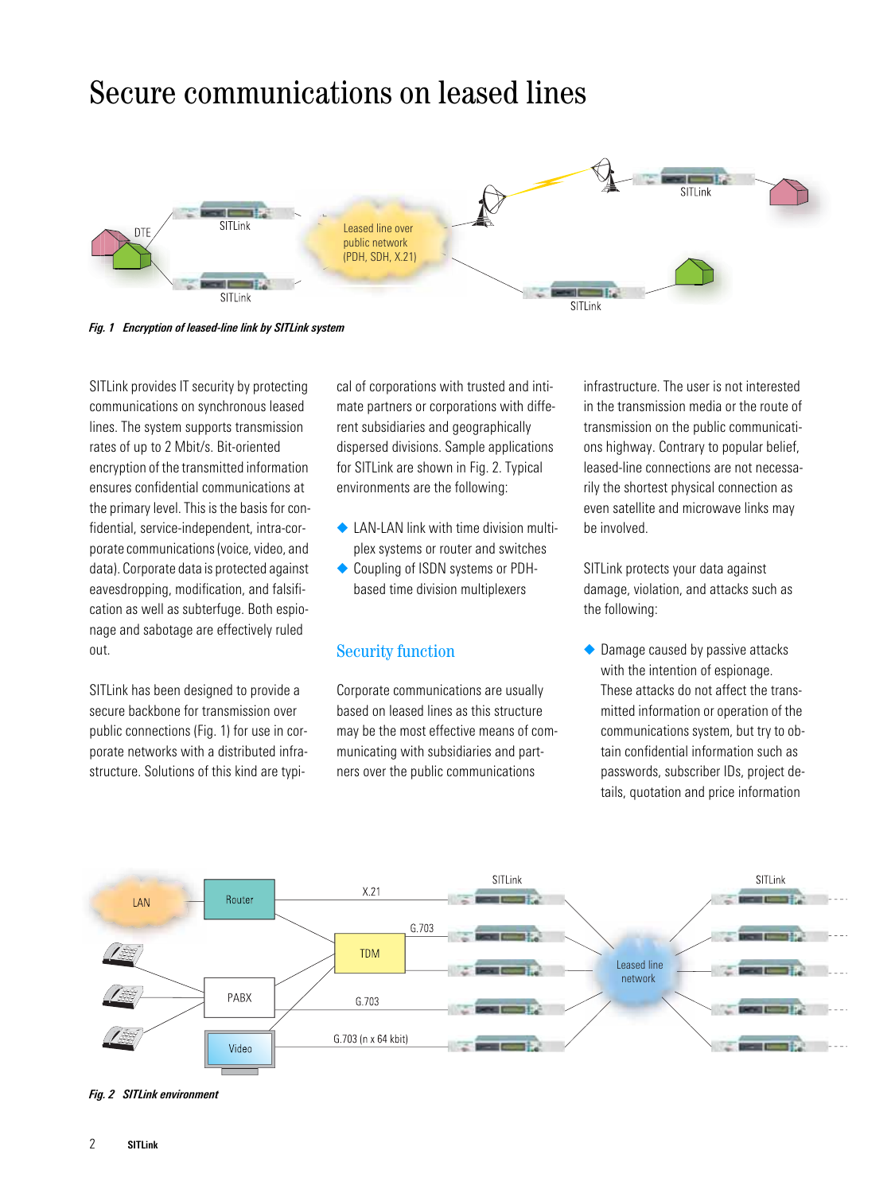# Secure communications on leased lines

*Fig. 1 Encryption of leased-line link by SITLink system*

SITLink provides IT security by protecting communications on synchronous leased lines. The system supports transmission rates of up to 2 Mbit/s. Bit-oriented encryption of the transmitted information ensures confidential communications at the primary level. This is the basis for confidential, service-independent, intra-corporate communications (voice, video, and data). Corporate data is protected against eavesdropping, modification, and falsification as well as subterfuge. Both espionage and sabotage are effectively ruled out.

SITLink has been designed to provide a secure backbone for transmission over public connections (Fig. 1) for use in corporate networks with a distributed infrastructure. Solutions of this kind are typical of corporations with trusted and intimate partners or corporations with different subsidiaries and geographically dispersed divisions. Sample applications for SITLink are shown in Fig. 2. Typical environments are the following:

- LAN-LAN link with time division multiplex systems or router and switches
- Coupling of ISDN systems or PDH-based time division multiplexers

## Security function

Corporate communications are usually based on leased lines as this structure may be the most effective means of communicating with subsidiaries and partners over the public communications infrastructure. The user is not interested in the transmission media or the route of transmission on the public communications highway. Contrary to popular belief, leased-line connections are not necessarily the shortest physical connection as even satellite and microwave links may be involved.

SITLink protects your data against damage, violation, and attacks such as the following:

- Damage caused by passive attacks with the intention of espionage. These attacks do not affect the transmitted information or operation of the communications system, but try to obtain confidential information such as passwords, subscriber IDs, project details, quotation and price information

*Fig. 2 SITLink environment*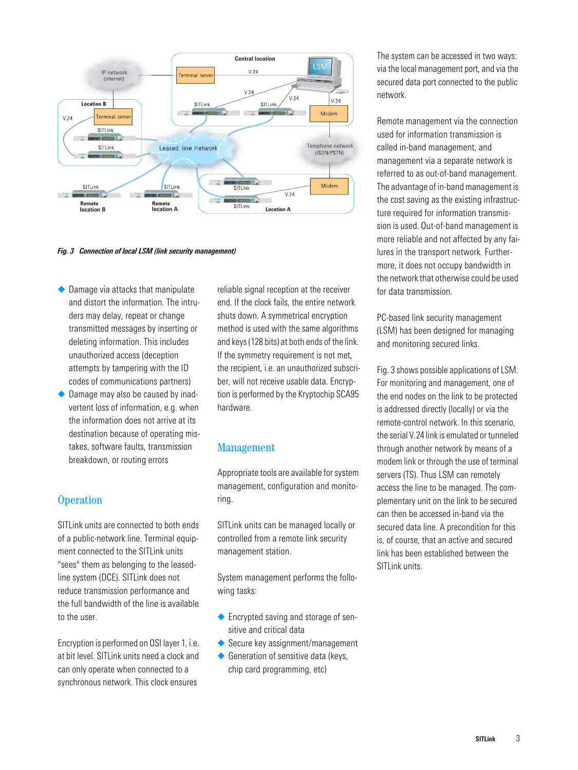*Fig. 3 Connection of local LSM (link security management)*

- Damage via attacks that manipulate and distort the information. The intruders may delay, repeat or change transmitted messages by inserting or deleting information. This includes unauthorized access (deception attempts by tampering with the ID codes of communications partners)
- Damage may also be caused by inadvertent loss of information, e.g. when the information does not arrive at its destination because of operating mistakes, software faults, transmission breakdown, or routing errors

## Operation

SITLink units are connected to both ends of a public-network line. Terminal equipment connected to the SITLink units "sees" them as belonging to the leased-line system (DCE). SITLink does not reduce transmission performance and the full bandwidth of the line is available to the user.

Encryption is performed on OSI layer 1, i.e. at bit level. SITLink units need a clock and can only operate when connected to a synchronous network. This clock ensures reliable signal reception at the receiver end. If the clock fails, the entire network shuts down. A symmetrical encryption method is used with the same algorithms and keys (128 bits) at both ends of the link. If the symmetry requirement is not met, the recipient, i.e. an unauthorized subscriber, will not receive usable data. Encryption is performed by the Kryptochip SCA95 hardware.

## Management

Appropriate tools are available for system management, configuration and monitoring.

SITLink units can be managed locally or controlled from a remote link security management station.

System management performs the following tasks:

- Encrypted saving and storage of sensitive and critical data
- Secure key assignment/management
- Generation of sensitive data (keys, chip card programming, etc)

The system can be accessed in two ways: via the local management port, and via the secured data port connected to the public network.

Remote management via the connection used for information transmission is called in-band management, and management via a separate network is referred to as out-of-band management. The advantage of in-band management is the cost saving as the existing infrastructure required for information transmission is used. Out-of-band management is more reliable and not affected by any failures in the transport network. Furthermore, it does not occupy bandwidth in the network that otherwise could be used for data transmission.

PC-based link security management (LSM) has been designed for managing and monitoring secured links.

Fig. 3 shows possible applications of LSM. For monitoring and management, one of the end nodes on the link to be protected is addressed directly (locally) or via the remote-control network. In this scenario, the serial V.24 link is emulated or tunneled through another network by means of a modem link or through the use of terminal servers (TS). Thus LSM can remotely access the line to be managed. The complementary unit on the link to be secured can then be accessed in-band via the secured data line. A precondition for this is, of course, that an active and secured link has been established between the SITLink units.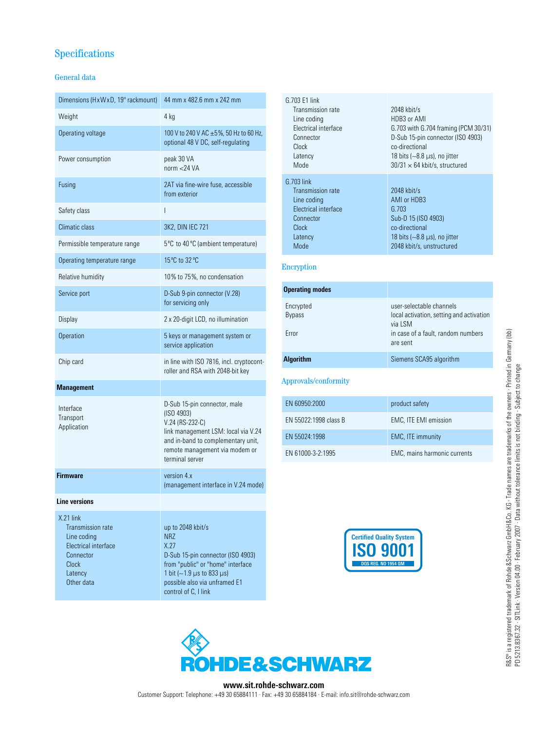## Specifications

### General data

| | |
|---|---|
| Dimensions (HxWxD, 19" rackmount) | 44 mm x 482.6 mm x 242 mm |
| Weight | 4 kg |
| Operating voltage | 100 V to 240 V AC ±5%, 50 Hz to 60 Hz, optional 48 V DC, self-regulating |
| Power consumption | peak 30 VA<br>norm <24 VA |
| Fusing | 2AT via fine-wire fuse, accessible from exterior |
| Safety class | I |
| Climatic class | 3K2, DIN IEC 721 |
| Permissible temperature range | 5°C to 40 °C (ambient temperature) |
| Operating temperature range | 15°C to 32 °C |
| Relative humidity | 10% to 75%, no condensation |
| Service port | D-Sub 9-pin connector (V.28) for servicing only |
| Display | 2 x 20-digit LCD, no illumination |
| Operation | 5 keys or management system or service application |
| Chip card | in line with ISO 7816, incl. cryptocontroller and RSA with 2048-bit key |
| **Management** | |
| Interface<br>Transport<br>Application | D-Sub 15-pin connector, male (ISO 4903)<br>V.24 (RS-232-C)<br>link management LSM: local via V.24 and in-band to complementary unit, remote management via modem or terminal server |
| **Firmware** | version 4.x<br>(management interface in V.24 mode) |
| **Line versions** | |
| X.21 link<br>Transmission rate<br>Line coding<br>Electrical interface<br>Connector<br>Clock<br>Latency<br>Other data | <br>up to 2048 kbit/s<br>NRZ<br>X.27<br>D-Sub 15-pin connector (ISO 4903)<br>from "public" or "home" interface<br>1 bit (~1.9 µs to 833 µs)<br>possible also via unframed E1 control of C, I link |
| G.703 E1 link<br>Transmission rate<br>Line coding<br>Electrical interface<br>Connector<br>Clock<br>Latency<br>Mode | <br>2048 kbit/s<br>HDB3 or AMI<br>G.703 with G.704 framing (PCM 30/31)<br>D-Sub 15-pin connector (ISO 4903)<br>co-directional<br>18 bits (~8.8 µs), no jitter<br>30/31 × 64 kbit/s, structured |
| G.703 link<br>Transmission rate<br>Line coding<br>Electrical interface<br>Connector<br>Clock<br>Latency<br>Mode | <br>2048 kbit/s<br>AMI or HDB3<br>G.703<br>Sub-D 15 (ISO 4903)<br>co-directional<br>18 bits (~8.8 µs), no jitter<br>2048 kbit/s, unstructured |

### Encryption

| **Operating modes** | |
|---|---|
| Encrypted | user-selectable channels |
| Bypass | local activation, setting and activation via LSM |
| Error | in case of a fault, random numbers are sent |
| **Algorithm** | Siemens SCA95 algorithm |

### Approvals/conformity

| | |
|---|---|
| EN 60950:2000 | product safety |
| EN 55022:1998 class B | EMC, ITE EMI emission |
| EN 55024:1998 | EMC, ITE immunity |
| EN 61000-3-2:1995 | EMC, mains harmonic currents |

Certified Quality System ISO 9001 DQS REG. NO 1954 QM

ROHDE&SCHWARZ

www.sit.rohde-schwarz.com

Customer Support: Telephone: +49 30 65884111 · Fax: +49 30 65884184 · E-mail: info.sit@rohde-schwarz.com

R&S® is a registered trademark of Rohde&Schwarz GmbH&Co. KG · Trade names are trademarks of the owners · Printed in Germany (bb)
PD 5213.8367.32 · SITLink · Version 04.00 · February 2007 · Data without tolerance limits is not binding · Subject to change